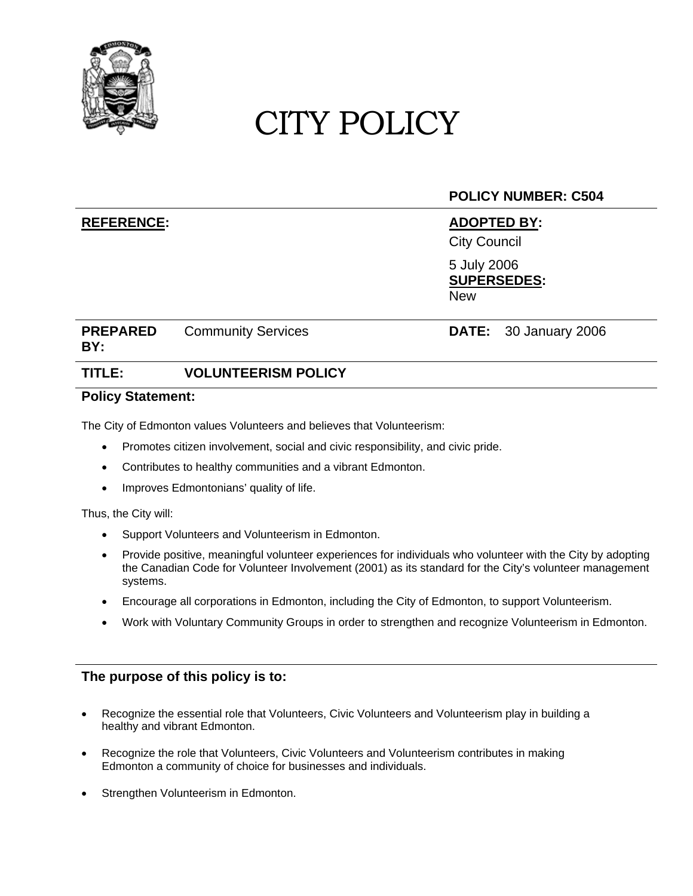# CITY POLICY

**POLICY NUMBER: C504**

| **REFERENCE:** | **ADOPTED BY:** |
|---|---|
| | City Council |
| | 5 July 2006 |
| | **SUPERSEDES:** |
| | New |

| **PREPARED BY:** | Community Services | **DATE:** | 30 January 2006 |
|---|---|---|---|

| **TITLE:** | **VOLUNTEERISM POLICY** |
|---|---|

**Policy Statement:**

The City of Edmonton values Volunteers and believes that Volunteerism:

- Promotes citizen involvement, social and civic responsibility, and civic pride.
- Contributes to healthy communities and a vibrant Edmonton.
- Improves Edmontonians' quality of life.

Thus, the City will:

- Support Volunteers and Volunteerism in Edmonton.
- Provide positive, meaningful volunteer experiences for individuals who volunteer with the City by adopting the Canadian Code for Volunteer Involvement (2001) as its standard for the City's volunteer management systems.
- Encourage all corporations in Edmonton, including the City of Edmonton, to support Volunteerism.
- Work with Voluntary Community Groups in order to strengthen and recognize Volunteerism in Edmonton.

**The purpose of this policy is to:**

- Recognize the essential role that Volunteers, Civic Volunteers and Volunteerism play in building a healthy and vibrant Edmonton.
- Recognize the role that Volunteers, Civic Volunteers and Volunteerism contributes in making Edmonton a community of choice for businesses and individuals.
- Strengthen Volunteerism in Edmonton.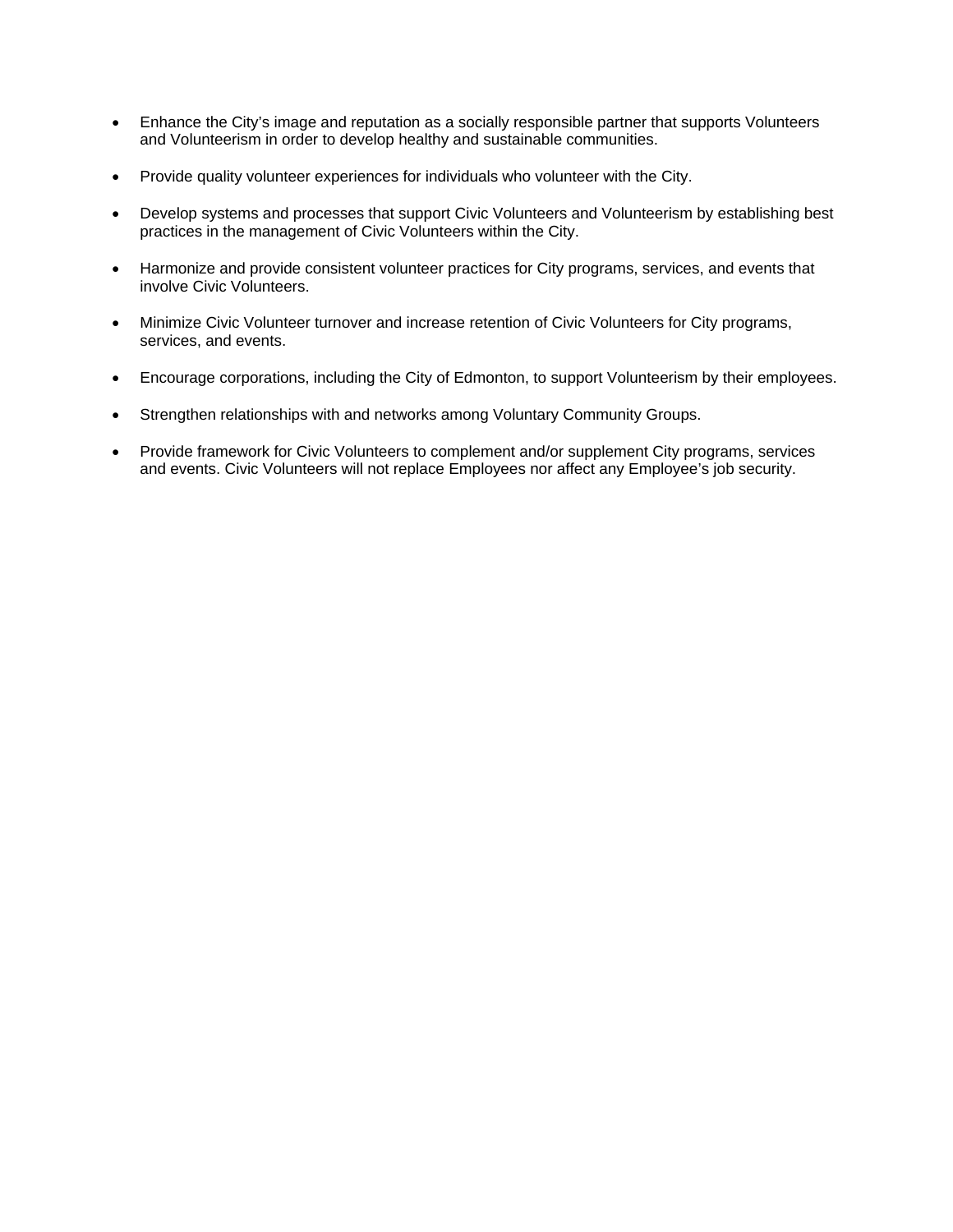- Enhance the City's image and reputation as a socially responsible partner that supports Volunteers and Volunteerism in order to develop healthy and sustainable communities.
- Provide quality volunteer experiences for individuals who volunteer with the City.
- Develop systems and processes that support Civic Volunteers and Volunteerism by establishing best practices in the management of Civic Volunteers within the City.
- Harmonize and provide consistent volunteer practices for City programs, services, and events that involve Civic Volunteers.
- Minimize Civic Volunteer turnover and increase retention of Civic Volunteers for City programs, services, and events.
- Encourage corporations, including the City of Edmonton, to support Volunteerism by their employees.
- Strengthen relationships with and networks among Voluntary Community Groups.
- Provide framework for Civic Volunteers to complement and/or supplement City programs, services and events. Civic Volunteers will not replace Employees nor affect any Employee's job security.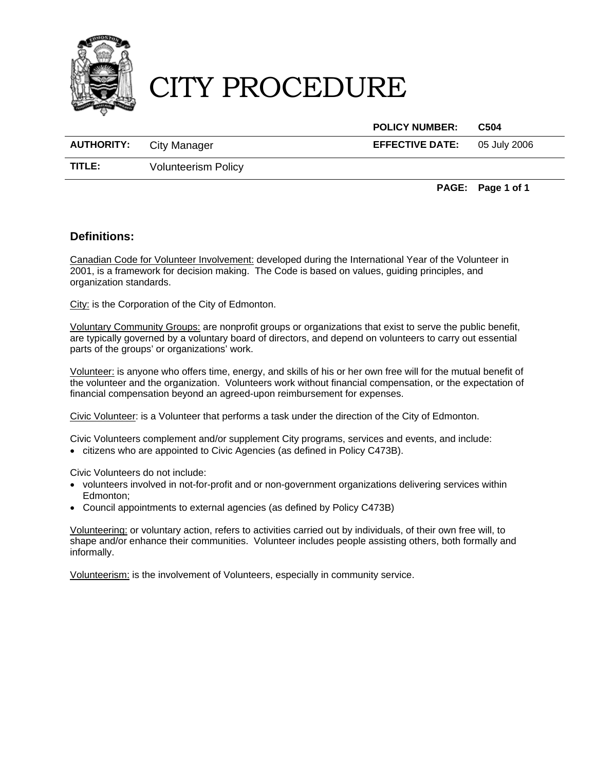# CITY PROCEDURE

| | | | |
|---|---|---|---|
| | | **POLICY NUMBER:** | **C504** |
| **AUTHORITY:** | City Manager | **EFFECTIVE DATE:** | 05 July 2006 |
| **TITLE:** | Volunteerism Policy | | |

## Definitions:

Canadian Code for Volunteer Involvement: developed during the International Year of the Volunteer in 2001, is a framework for decision making. The Code is based on values, guiding principles, and organization standards.

City: is the Corporation of the City of Edmonton.

Voluntary Community Groups: are nonprofit groups or organizations that exist to serve the public benefit, are typically governed by a voluntary board of directors, and depend on volunteers to carry out essential parts of the groups' or organizations' work.

Volunteer: is anyone who offers time, energy, and skills of his or her own free will for the mutual benefit of the volunteer and the organization. Volunteers work without financial compensation, or the expectation of financial compensation beyond an agreed-upon reimbursement for expenses.

Civic Volunteer: is a Volunteer that performs a task under the direction of the City of Edmonton.

Civic Volunteers complement and/or supplement City programs, services and events, and include:

- citizens who are appointed to Civic Agencies (as defined in Policy C473B).

Civic Volunteers do not include:

- volunteers involved in not-for-profit and or non-government organizations delivering services within Edmonton;
- Council appointments to external agencies (as defined by Policy C473B)

Volunteering: or voluntary action, refers to activities carried out by individuals, of their own free will, to shape and/or enhance their communities. Volunteer includes people assisting others, both formally and informally.

Volunteerism: is the involvement of Volunteers, especially in community service.